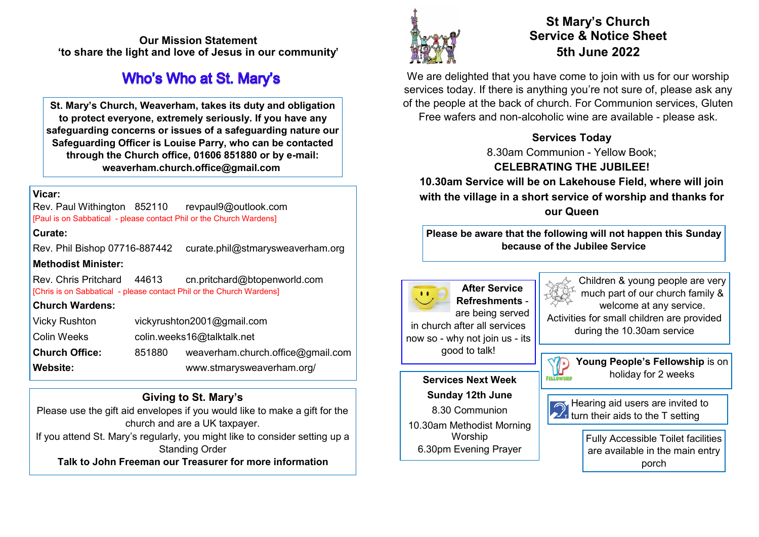**Our Mission Statement**
**'to share the light and love of Jesus in our community'**

## Who's Who at St. Mary's

**St. Mary's Church, Weaverham, takes its duty and obligation to protect everyone, extremely seriously. If you have any safeguarding concerns or issues of a safeguarding nature our Safeguarding Officer is Louise Parry, who can be contacted through the Church office, 01606 851880 or by e-mail: weaverham.church.office@gmail.com**

**Vicar:**
Rev. Paul Withington 852110 revpaul9@outlook.com
[Paul is on Sabbatical - please contact Phil or the Church Wardens]

**Curate:**
Rev. Phil Bishop 07716-887442 curate.phil@stmarysweaverham.org

**Methodist Minister:**
Rev. Chris Pritchard 44613 cn.pritchard@btopenworld.com
[Chris is on Sabbatical - please contact Phil or the Church Wardens]

**Church Wardens:**
Vicky Rushton vickyrushton2001@gmail.com
Colin Weeks colin.weeks16@talktalk.net

**Church Office:** 851880 weaverham.church.office@gmail.com
**Website:** www.stmarysweaverham.org/

**Giving to St. Mary's**

Please use the gift aid envelopes if you would like to make a gift for the church and are a UK taxpayer.
If you attend St. Mary's regularly, you might like to consider setting up a Standing Order
**Talk to John Freeman our Treasurer for more information**

# St Mary's Church Service & Notice Sheet 5th June 2022

We are delighted that you have come to join with us for our worship services today. If there is anything you're not sure of, please ask any of the people at the back of church. For Communion services, Gluten Free wafers and non-alcoholic wine are available - please ask.

**Services Today**

8.30am Communion - Yellow Book;

**CELEBRATING THE JUBILEE!**

**10.30am Service will be on Lakehouse Field, where will join with the village in a short service of worship and thanks for our Queen**

**Please be aware that the following will not happen this Sunday because of the Jubilee Service**

**After Service Refreshments** - are being served in church after all services now so - why not join us - its good to talk!

Children & young people are very much part of our church family & welcome at any service.
Activities for small children are provided during the 10.30am service

**Young People's Fellowship** is on holiday for 2 weeks

**Services Next Week**
**Sunday 12th June**
8.30 Communion
10.30am Methodist Morning Worship
6.30pm Evening Prayer

Hearing aid users are invited to turn their aids to the T setting

Fully Accessible Toilet facilities are available in the main entry porch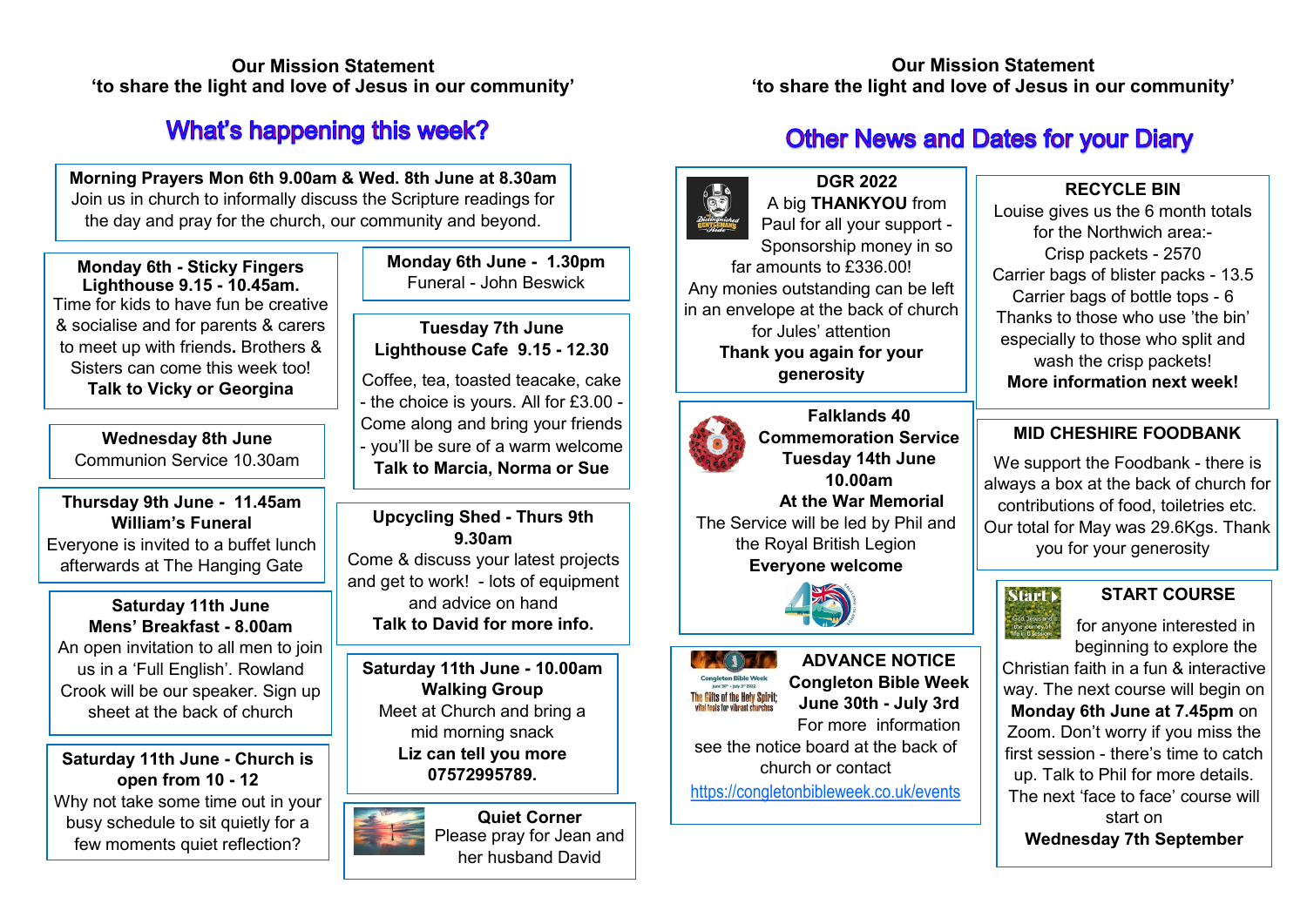**Our Mission Statement**
**'to share the light and love of Jesus in our community'**

## What's happening this week?

**Morning Prayers Mon 6th 9.00am & Wed. 8th June at 8.30am**
Join us in church to informally discuss the Scripture readings for the day and pray for the church, our community and beyond.

**Monday 6th - Sticky Fingers Lighthouse 9.15 - 10.45am.**
Time for kids to have fun be creative & socialise and for parents & carers to meet up with friends. Brothers & Sisters can come this week too!
**Talk to Vicky or Georgina**

**Monday 6th June - 1.30pm**
Funeral - John Beswick

**Tuesday 7th June**
**Lighthouse Cafe 9.15 - 12.30**
Coffee, tea, toasted teacake, cake - the choice is yours. All for £3.00 - Come along and bring your friends - you'll be sure of a warm welcome
**Talk to Marcia, Norma or Sue**

**Wednesday 8th June**
Communion Service 10.30am

**Thursday 9th June - 11.45am**
**William's Funeral**
Everyone is invited to a buffet lunch afterwards at The Hanging Gate

**Upcycling Shed - Thurs 9th 9.30am**
Come & discuss your latest projects and get to work! - lots of equipment and advice on hand
**Talk to David for more info.**

**Saturday 11th June**
**Mens' Breakfast - 8.00am**
An open invitation to all men to join us in a 'Full English'. Rowland Crook will be our speaker. Sign up sheet at the back of church

**Saturday 11th June - 10.00am**
**Walking Group**
Meet at Church and bring a mid morning snack
**Liz can tell you more 07572995789.**

**Saturday 11th June - Church is open from 10 - 12**
Why not take some time out in your busy schedule to sit quietly for a few moments quiet reflection?

**Quiet Corner**
Please pray for Jean and her husband David

**Our Mission Statement**
**'to share the light and love of Jesus in our community'**

## Other News and Dates for your Diary

**DGR 2022**
A big **THANKYOU** from Paul for all your support - Sponsorship money in so far amounts to £336.00!
Any monies outstanding can be left in an envelope at the back of church for Jules' attention
**Thank you again for your generosity**

**RECYCLE BIN**
Louise gives us the 6 month totals for the Northwich area:-
Crisp packets - 2570
Carrier bags of blister packs - 13.5
Carrier bags of bottle tops - 6
Thanks to those who use 'the bin' especially to those who split and wash the crisp packets!
**More information next week!**

**Falklands 40**
**Commemoration Service**
**Tuesday 14th June**
**10.00am**
**At the War Memorial**
The Service will be led by Phil and the Royal British Legion
**Everyone welcome**

**MID CHESHIRE FOODBANK**
We support the Foodbank - there is always a box at the back of church for contributions of food, toiletries etc. Our total for May was 29.6Kgs. Thank you for your generosity

**ADVANCE NOTICE**
**Congleton Bible Week**
**June 30th - July 3rd**
For more information see the notice board at the back of church or contact
https://congletonbibleweek.co.uk/events

**START COURSE**
for anyone interested in beginning to explore the Christian faith in a fun & interactive way. The next course will begin on **Monday 6th June at 7.45pm** on Zoom. Don't worry if you miss the first session - there's time to catch up. Talk to Phil for more details.
The next 'face to face' course will start on
**Wednesday 7th September**